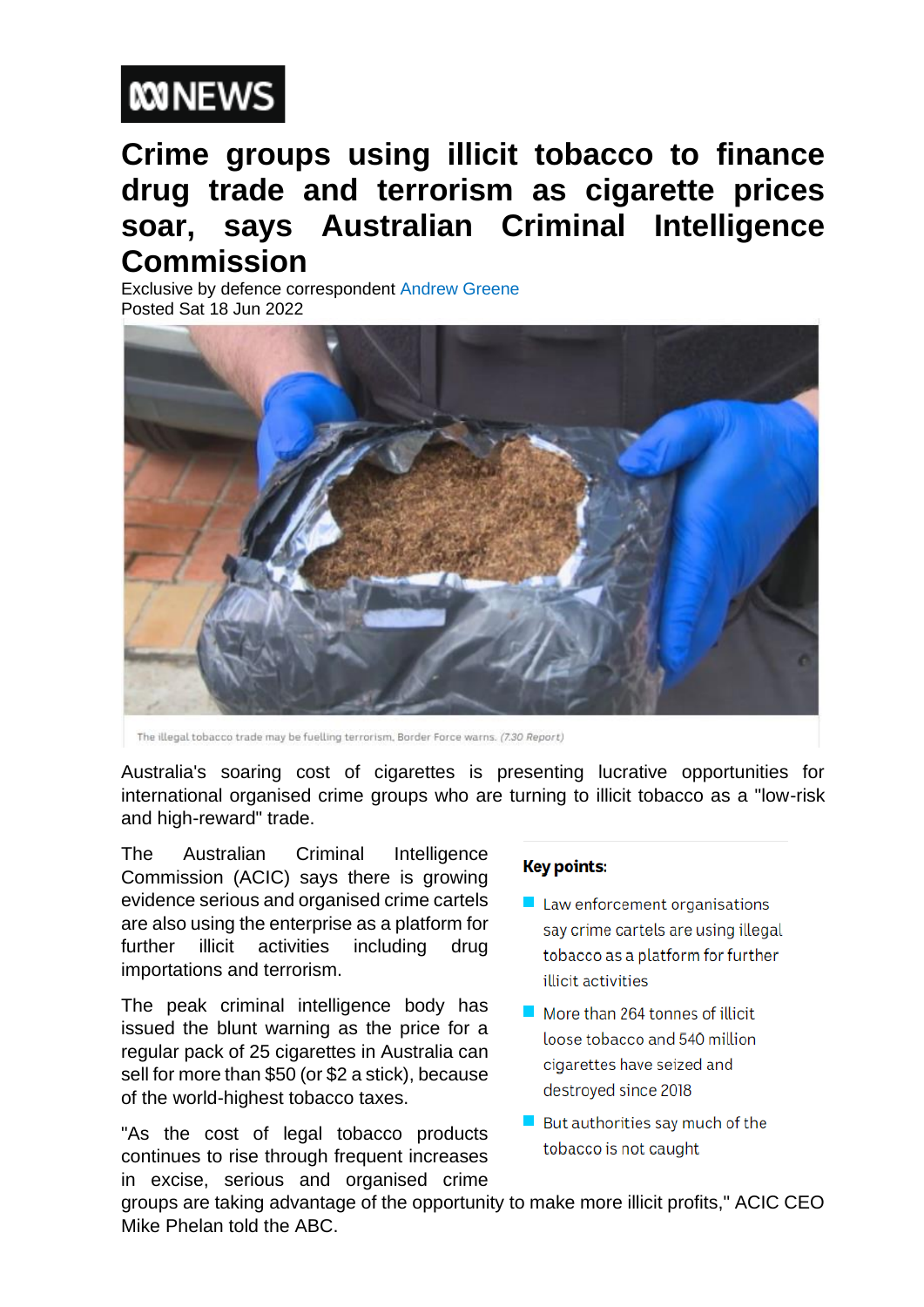ABC NEWS

# Crime groups using illicit tobacco to finance drug trade and terrorism as cigarette prices soar, says Australian Criminal Intelligence Commission

Exclusive by defence correspondent Andrew Greene

Posted Sat 18 Jun 2022

The illegal tobacco trade may be fuelling terrorism, Border Force warns. *(7.30 Report)*

Australia's soaring cost of cigarettes is presenting lucrative opportunities for international organised crime groups who are turning to illicit tobacco as a "low-risk and high-reward" trade.

**Key points:**

- Law enforcement organisations say crime cartels are using illegal tobacco as a platform for further illicit activities
- More than 264 tonnes of illicit loose tobacco and 540 million cigarettes have seized and destroyed since 2018
- But authorities say much of the tobacco is not caught

The Australian Criminal Intelligence Commission (ACIC) says there is growing evidence serious and organised crime cartels are also using the enterprise as a platform for further illicit activities including drug importations and terrorism.

The peak criminal intelligence body has issued the blunt warning as the price for a regular pack of 25 cigarettes in Australia can sell for more than $50 (or $2 a stick), because of the world-highest tobacco taxes.

"As the cost of legal tobacco products continues to rise through frequent increases in excise, serious and organised crime groups are taking advantage of the opportunity to make more illicit profits," ACIC CEO Mike Phelan told the ABC.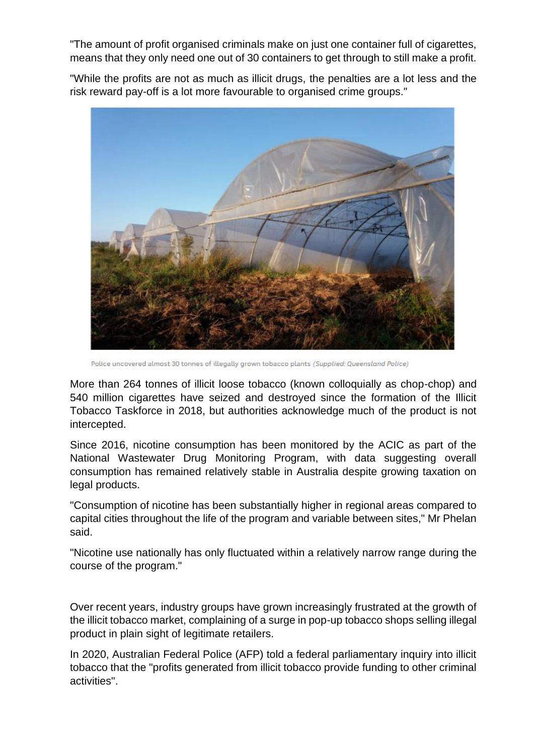"The amount of profit organised criminals make on just one container full of cigarettes, means that they only need one out of 30 containers to get through to still make a profit.

"While the profits are not as much as illicit drugs, the penalties are a lot less and the risk reward pay-off is a lot more favourable to organised crime groups."

Police uncovered almost 30 tonnes of illegally grown tobacco plants *(Supplied: Queensland Police)*

More than 264 tonnes of illicit loose tobacco (known colloquially as chop-chop) and 540 million cigarettes have seized and destroyed since the formation of the Illicit Tobacco Taskforce in 2018, but authorities acknowledge much of the product is not intercepted.

Since 2016, nicotine consumption has been monitored by the ACIC as part of the National Wastewater Drug Monitoring Program, with data suggesting overall consumption has remained relatively stable in Australia despite growing taxation on legal products.

"Consumption of nicotine has been substantially higher in regional areas compared to capital cities throughout the life of the program and variable between sites," Mr Phelan said.

"Nicotine use nationally has only fluctuated within a relatively narrow range during the course of the program."

Over recent years, industry groups have grown increasingly frustrated at the growth of the illicit tobacco market, complaining of a surge in pop-up tobacco shops selling illegal product in plain sight of legitimate retailers.

In 2020, Australian Federal Police (AFP) told a federal parliamentary inquiry into illicit tobacco that the "profits generated from illicit tobacco provide funding to other criminal activities".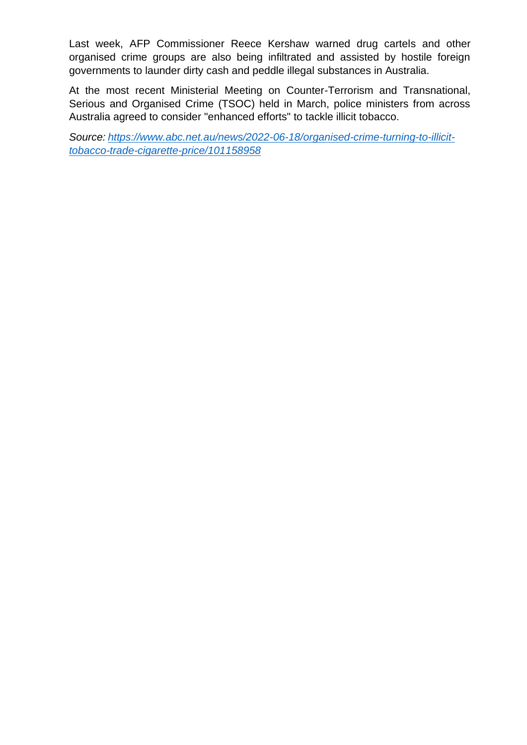Last week, AFP Commissioner Reece Kershaw warned drug cartels and other organised crime groups are also being infiltrated and assisted by hostile foreign governments to launder dirty cash and peddle illegal substances in Australia.

At the most recent Ministerial Meeting on Counter-Terrorism and Transnational, Serious and Organised Crime (TSOC) held in March, police ministers from across Australia agreed to consider "enhanced efforts" to tackle illicit tobacco.

*Source: [https://www.abc.net.au/news/2022-06-18/organised-crime-turning-to-illicit-tobacco-trade-cigarette-price/101158958](https://www.abc.net.au/news/2022-06-18/organised-crime-turning-to-illicit-tobacco-trade-cigarette-price/101158958)*